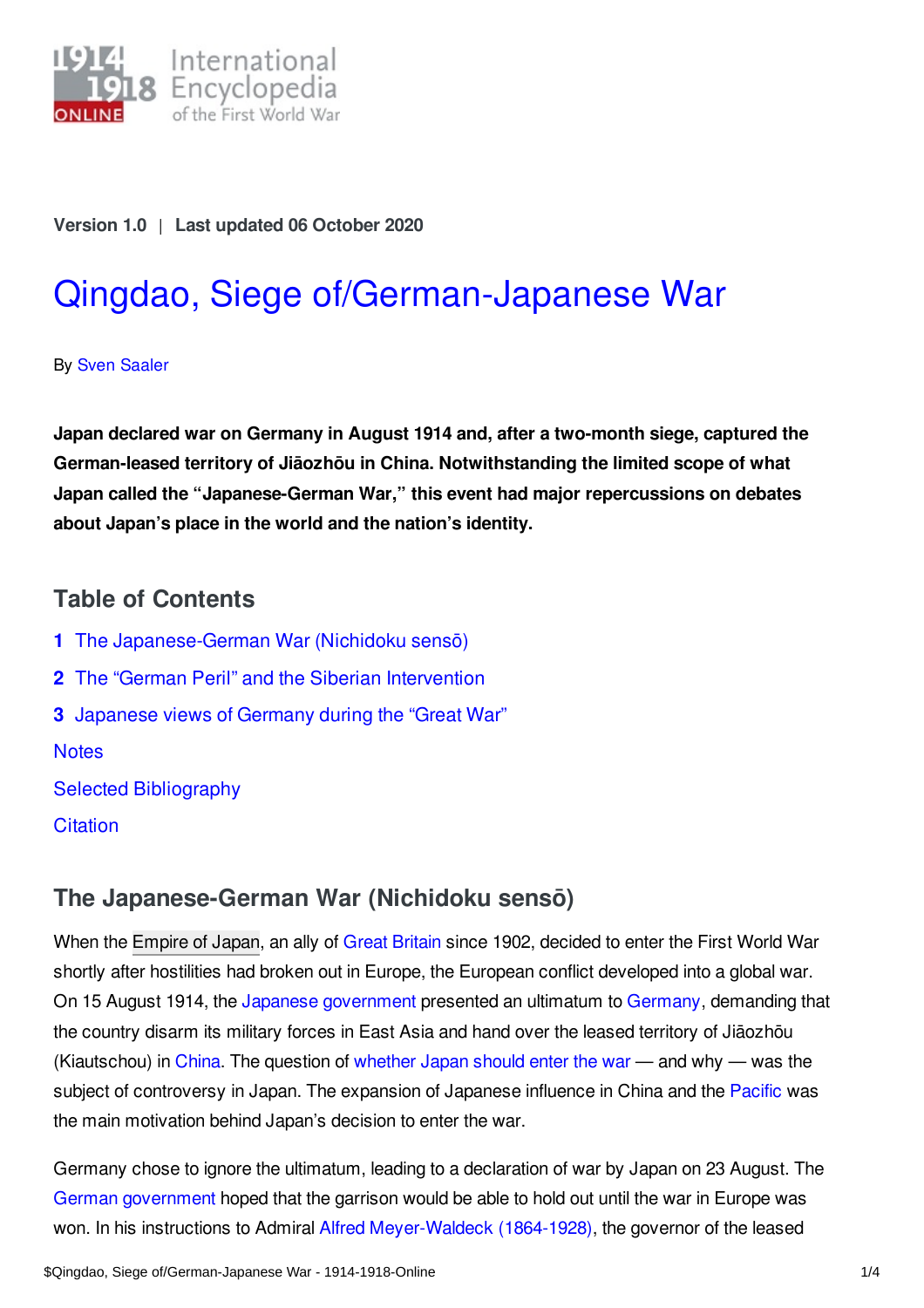Version 1.0 | Last updated 06 October 2020

# Qingdao, Siege of/German-Japanese War

By Sven Saaler

**Japan declared war on Germany in August 1914 and, after a two-month siege, captured the German-leased territory of Jiāozhōu in China. Notwithstanding the limited scope of what Japan called the "Japanese-German War," this event had major repercussions on debates about Japan's place in the world and the nation's identity.**

## Table of Contents

1. The Japanese-German War (Nichidoku sensō)
2. The "German Peril" and the Siberian Intervention
3. Japanese views of Germany during the "Great War"

Notes

Selected Bibliography

Citation

## The Japanese-German War (Nichidoku sensō)

When the Empire of Japan, an ally of Great Britain since 1902, decided to enter the First World War shortly after hostilities had broken out in Europe, the European conflict developed into a global war. On 15 August 1914, the Japanese government presented an ultimatum to Germany, demanding that the country disarm its military forces in East Asia and hand over the leased territory of Jiāozhōu (Kiautschou) in China. The question of whether Japan should enter the war — and why — was the subject of controversy in Japan. The expansion of Japanese influence in China and the Pacific was the main motivation behind Japan's decision to enter the war.

Germany chose to ignore the ultimatum, leading to a declaration of war by Japan on 23 August. The German government hoped that the garrison would be able to hold out until the war in Europe was won. In his instructions to Admiral Alfred Meyer-Waldeck (1864-1928), the governor of the leased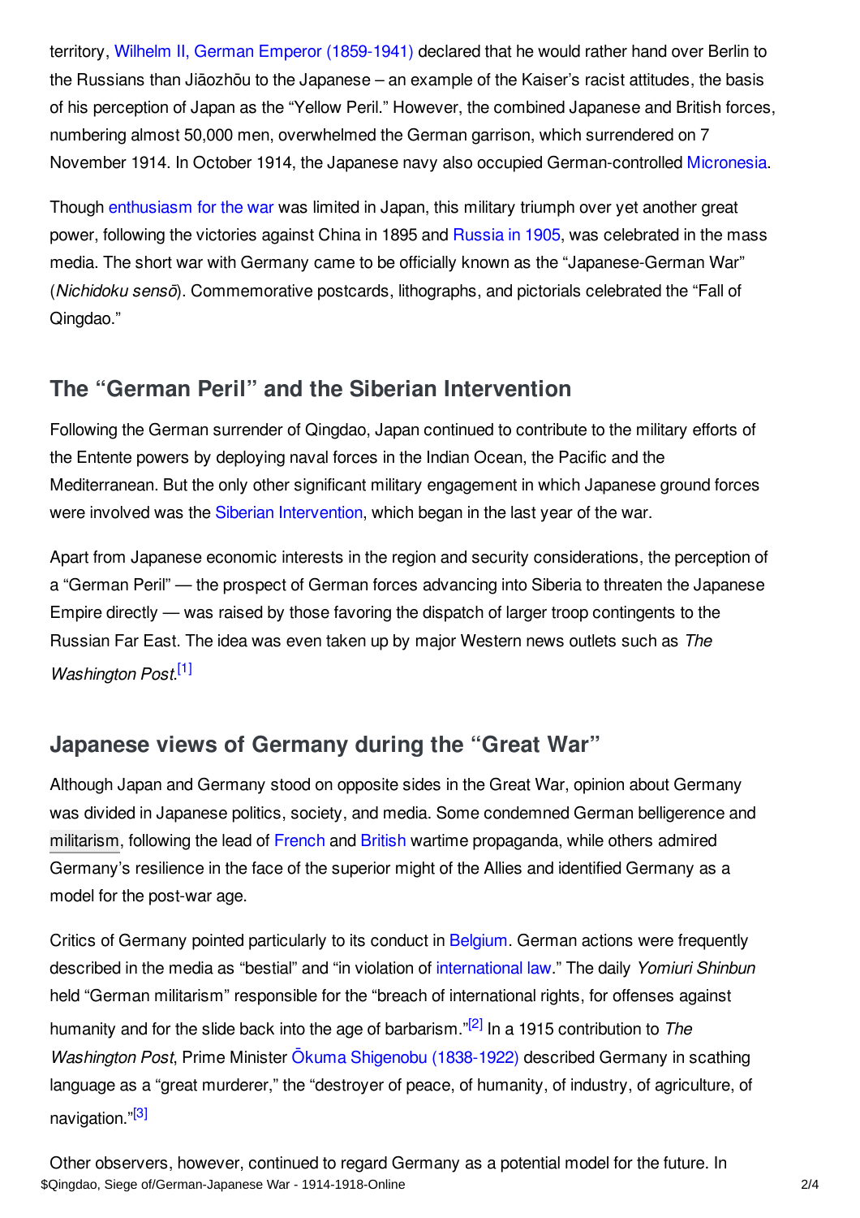territory, Wilhelm II, German Emperor (1859-1941) declared that he would rather hand over Berlin to the Russians than Jiāozhōu to the Japanese – an example of the Kaiser's racist attitudes, the basis of his perception of Japan as the "Yellow Peril." However, the combined Japanese and British forces, numbering almost 50,000 men, overwhelmed the German garrison, which surrendered on 7 November 1914. In October 1914, the Japanese navy also occupied German-controlled Micronesia.

Though enthusiasm for the war was limited in Japan, this military triumph over yet another great power, following the victories against China in 1895 and Russia in 1905, was celebrated in the mass media. The short war with Germany came to be officially known as the "Japanese-German War" (*Nichidoku sensō*). Commemorative postcards, lithographs, and pictorials celebrated the "Fall of Qingdao."

## The "German Peril" and the Siberian Intervention

Following the German surrender of Qingdao, Japan continued to contribute to the military efforts of the Entente powers by deploying naval forces in the Indian Ocean, the Pacific and the Mediterranean. But the only other significant military engagement in which Japanese ground forces were involved was the Siberian Intervention, which began in the last year of the war.

Apart from Japanese economic interests in the region and security considerations, the perception of a "German Peril" — the prospect of German forces advancing into Siberia to threaten the Japanese Empire directly — was raised by those favoring the dispatch of larger troop contingents to the Russian Far East. The idea was even taken up by major Western news outlets such as *The Washington Post*.[1]

## Japanese views of Germany during the "Great War"

Although Japan and Germany stood on opposite sides in the Great War, opinion about Germany was divided in Japanese politics, society, and media. Some condemned German belligerence and militarism, following the lead of French and British wartime propaganda, while others admired Germany's resilience in the face of the superior might of the Allies and identified Germany as a model for the post-war age.

Critics of Germany pointed particularly to its conduct in Belgium. German actions were frequently described in the media as "bestial" and "in violation of international law." The daily *Yomiuri Shinbun* held "German militarism" responsible for the "breach of international rights, for offenses against humanity and for the slide back into the age of barbarism."[2] In a 1915 contribution to *The Washington Post*, Prime Minister Ōkuma Shigenobu (1838-1922) described Germany in scathing language as a "great murderer," the "destroyer of peace, of humanity, of industry, of agriculture, of navigation."[3]

Other observers, however, continued to regard Germany as a potential model for the future. In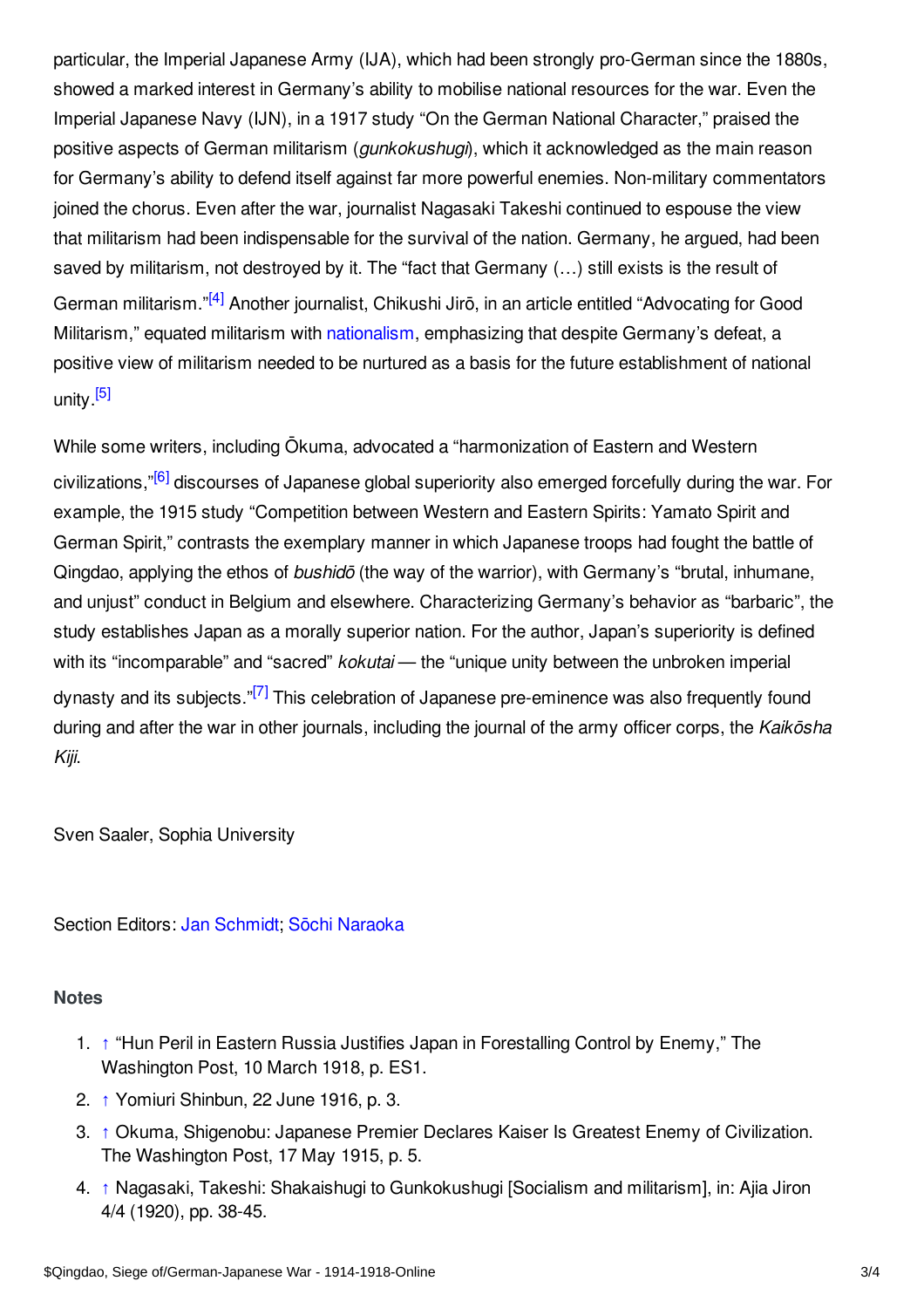particular, the Imperial Japanese Army (IJA), which had been strongly pro-German since the 1880s, showed a marked interest in Germany's ability to mobilise national resources for the war. Even the Imperial Japanese Navy (IJN), in a 1917 study "On the German National Character," praised the positive aspects of German militarism (*gunkokushugi*), which it acknowledged as the main reason for Germany's ability to defend itself against far more powerful enemies. Non-military commentators joined the chorus. Even after the war, journalist Nagasaki Takeshi continued to espouse the view that militarism had been indispensable for the survival of the nation. Germany, he argued, had been saved by militarism, not destroyed by it. The "fact that Germany (…) still exists is the result of German militarism."[4] Another journalist, Chikushi Jirō, in an article entitled "Advocating for Good Militarism," equated militarism with nationalism, emphasizing that despite Germany's defeat, a positive view of militarism needed to be nurtured as a basis for the future establishment of national unity.[5]

While some writers, including Ōkuma, advocated a "harmonization of Eastern and Western civilizations,"[6] discourses of Japanese global superiority also emerged forcefully during the war. For example, the 1915 study "Competition between Western and Eastern Spirits: Yamato Spirit and German Spirit," contrasts the exemplary manner in which Japanese troops had fought the battle of Qingdao, applying the ethos of *bushidō* (the way of the warrior), with Germany's "brutal, inhumane, and unjust" conduct in Belgium and elsewhere. Characterizing Germany's behavior as "barbaric", the study establishes Japan as a morally superior nation. For the author, Japan's superiority is defined with its "incomparable" and "sacred" *kokutai* — the "unique unity between the unbroken imperial dynasty and its subjects."[7] This celebration of Japanese pre-eminence was also frequently found during and after the war in other journals, including the journal of the army officer corps, the *Kaikōsha Kiji*.

Sven Saaler, Sophia University

Section Editors: Jan Schmidt; Sōchi Naraoka

### Notes

1. ↑ "Hun Peril in Eastern Russia Justifies Japan in Forestalling Control by Enemy," The Washington Post, 10 March 1918, p. ES1.
2. ↑ Yomiuri Shinbun, 22 June 1916, p. 3.
3. ↑ Okuma, Shigenobu: Japanese Premier Declares Kaiser Is Greatest Enemy of Civilization. The Washington Post, 17 May 1915, p. 5.
4. ↑ Nagasaki, Takeshi: Shakaishugi to Gunkokushugi [Socialism and militarism], in: Ajia Jiron 4/4 (1920), pp. 38-45.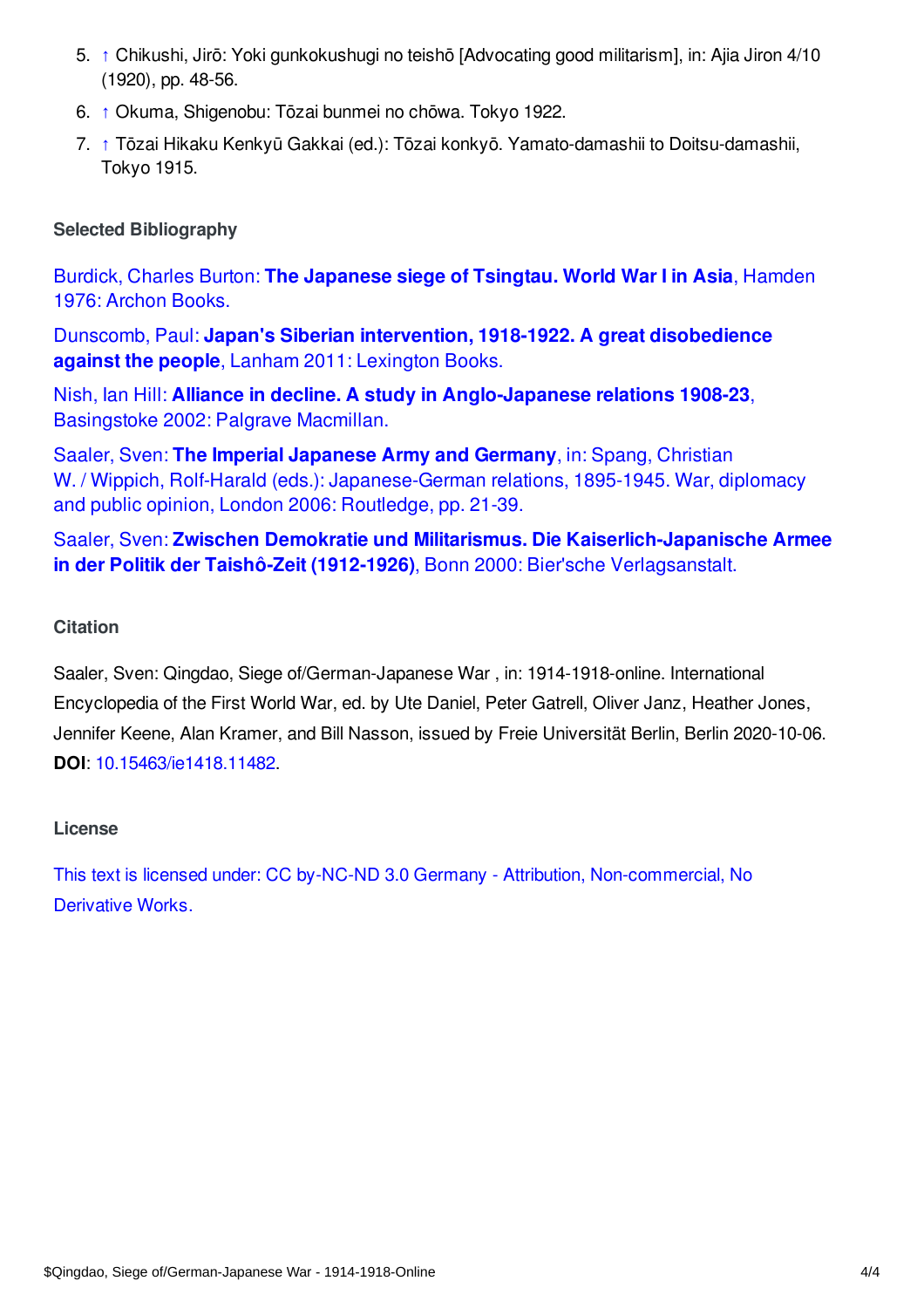5. ↑ Chikushi, Jirō: Yoki gunkokushugi no teishō [Advocating good militarism], in: Ajia Jiron 4/10 (1920), pp. 48-56.
6. ↑ Okuma, Shigenobu: Tōzai bunmei no chōwa. Tokyo 1922.
7. ↑ Tōzai Hikaku Kenkyū Gakkai (ed.): Tōzai konkyō. Yamato-damashii to Doitsu-damashii, Tokyo 1915.

### Selected Bibliography

Burdick, Charles Burton: **The Japanese siege of Tsingtau. World War I in Asia**, Hamden 1976: Archon Books.

Dunscomb, Paul: **Japan's Siberian intervention, 1918-1922. A great disobedience against the people**, Lanham 2011: Lexington Books.

Nish, Ian Hill: **Alliance in decline. A study in Anglo-Japanese relations 1908-23**, Basingstoke 2002: Palgrave Macmillan.

Saaler, Sven: **The Imperial Japanese Army and Germany**, in: Spang, Christian W. / Wippich, Rolf-Harald (eds.): Japanese-German relations, 1895-1945. War, diplomacy and public opinion, London 2006: Routledge, pp. 21-39.

Saaler, Sven: **Zwischen Demokratie und Militarismus. Die Kaiserlich-Japanische Armee in der Politik der Taishô-Zeit (1912-1926)**, Bonn 2000: Bier'sche Verlagsanstalt.

### Citation

Saaler, Sven: Qingdao, Siege of/German-Japanese War , in: 1914-1918-online. International Encyclopedia of the First World War, ed. by Ute Daniel, Peter Gatrell, Oliver Janz, Heather Jones, Jennifer Keene, Alan Kramer, and Bill Nasson, issued by Freie Universität Berlin, Berlin 2020-10-06. **DOI**: 10.15463/ie1418.11482.

### License

This text is licensed under: CC by-NC-ND 3.0 Germany - Attribution, Non-commercial, No Derivative Works.